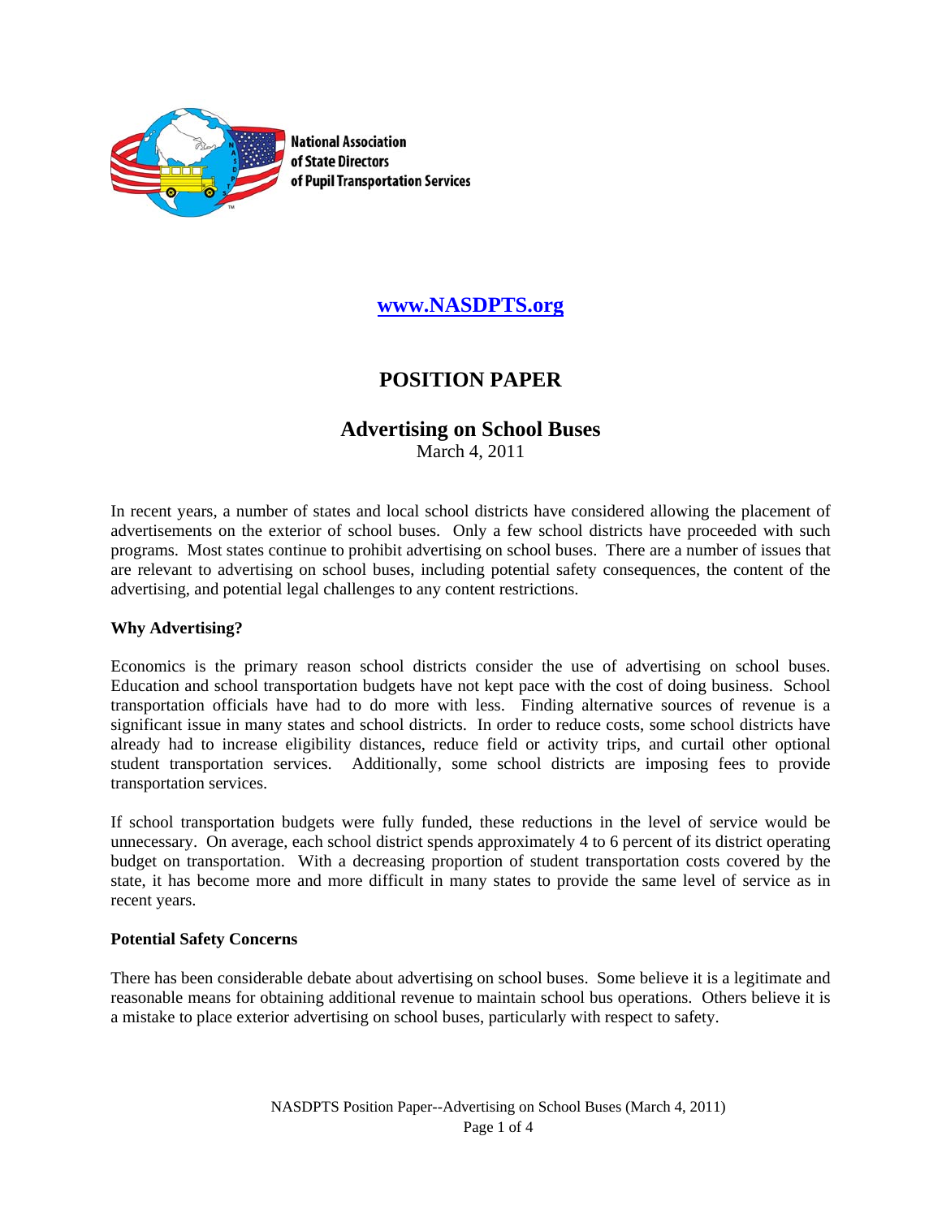National Association of State Directors of Pupil Transportation Services

www.NASDPTS.org

# POSITION PAPER

## Advertising on School Buses

March 4, 2011

In recent years, a number of states and local school districts have considered allowing the placement of advertisements on the exterior of school buses. Only a few school districts have proceeded with such programs. Most states continue to prohibit advertising on school buses. There are a number of issues that are relevant to advertising on school buses, including potential safety consequences, the content of the advertising, and potential legal challenges to any content restrictions.

**Why Advertising?**

Economics is the primary reason school districts consider the use of advertising on school buses. Education and school transportation budgets have not kept pace with the cost of doing business. School transportation officials have had to do more with less. Finding alternative sources of revenue is a significant issue in many states and school districts. In order to reduce costs, some school districts have already had to increase eligibility distances, reduce field or activity trips, and curtail other optional student transportation services. Additionally, some school districts are imposing fees to provide transportation services.

If school transportation budgets were fully funded, these reductions in the level of service would be unnecessary. On average, each school district spends approximately 4 to 6 percent of its district operating budget on transportation. With a decreasing proportion of student transportation costs covered by the state, it has become more and more difficult in many states to provide the same level of service as in recent years.

**Potential Safety Concerns**

There has been considerable debate about advertising on school buses. Some believe it is a legitimate and reasonable means for obtaining additional revenue to maintain school bus operations. Others believe it is a mistake to place exterior advertising on school buses, particularly with respect to safety.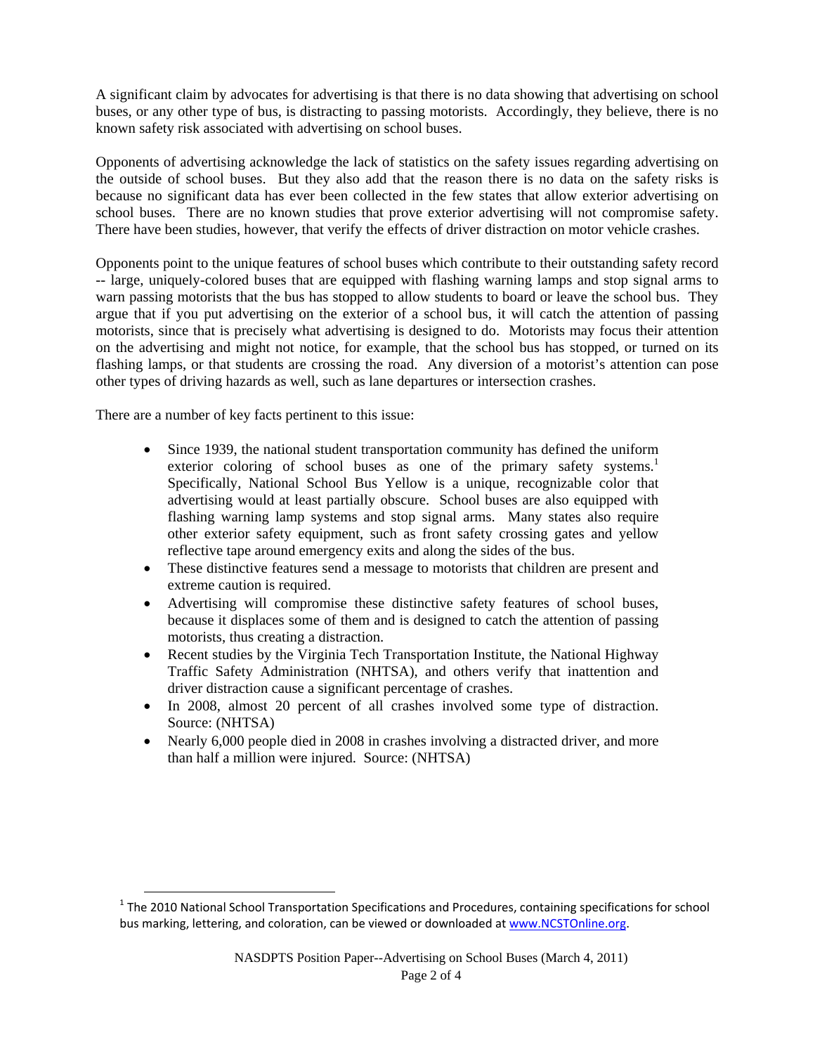A significant claim by advocates for advertising is that there is no data showing that advertising on school buses, or any other type of bus, is distracting to passing motorists. Accordingly, they believe, there is no known safety risk associated with advertising on school buses.

Opponents of advertising acknowledge the lack of statistics on the safety issues regarding advertising on the outside of school buses. But they also add that the reason there is no data on the safety risks is because no significant data has ever been collected in the few states that allow exterior advertising on school buses. There are no known studies that prove exterior advertising will not compromise safety. There have been studies, however, that verify the effects of driver distraction on motor vehicle crashes.

Opponents point to the unique features of school buses which contribute to their outstanding safety record -- large, uniquely-colored buses that are equipped with flashing warning lamps and stop signal arms to warn passing motorists that the bus has stopped to allow students to board or leave the school bus. They argue that if you put advertising on the exterior of a school bus, it will catch the attention of passing motorists, since that is precisely what advertising is designed to do. Motorists may focus their attention on the advertising and might not notice, for example, that the school bus has stopped, or turned on its flashing lamps, or that students are crossing the road. Any diversion of a motorist's attention can pose other types of driving hazards as well, such as lane departures or intersection crashes.

There are a number of key facts pertinent to this issue:

- Since 1939, the national student transportation community has defined the uniform exterior coloring of school buses as one of the primary safety systems.[1] Specifically, National School Bus Yellow is a unique, recognizable color that advertising would at least partially obscure. School buses are also equipped with flashing warning lamp systems and stop signal arms. Many states also require other exterior safety equipment, such as front safety crossing gates and yellow reflective tape around emergency exits and along the sides of the bus.
- These distinctive features send a message to motorists that children are present and extreme caution is required.
- Advertising will compromise these distinctive safety features of school buses, because it displaces some of them and is designed to catch the attention of passing motorists, thus creating a distraction.
- Recent studies by the Virginia Tech Transportation Institute, the National Highway Traffic Safety Administration (NHTSA), and others verify that inattention and driver distraction cause a significant percentage of crashes.
- In 2008, almost 20 percent of all crashes involved some type of distraction. Source: (NHTSA)
- Nearly 6,000 people died in 2008 in crashes involving a distracted driver, and more than half a million were injured. Source: (NHTSA)

[1] The 2010 National School Transportation Specifications and Procedures, containing specifications for school bus marking, lettering, and coloration, can be viewed or downloaded at www.NCSTOnline.org.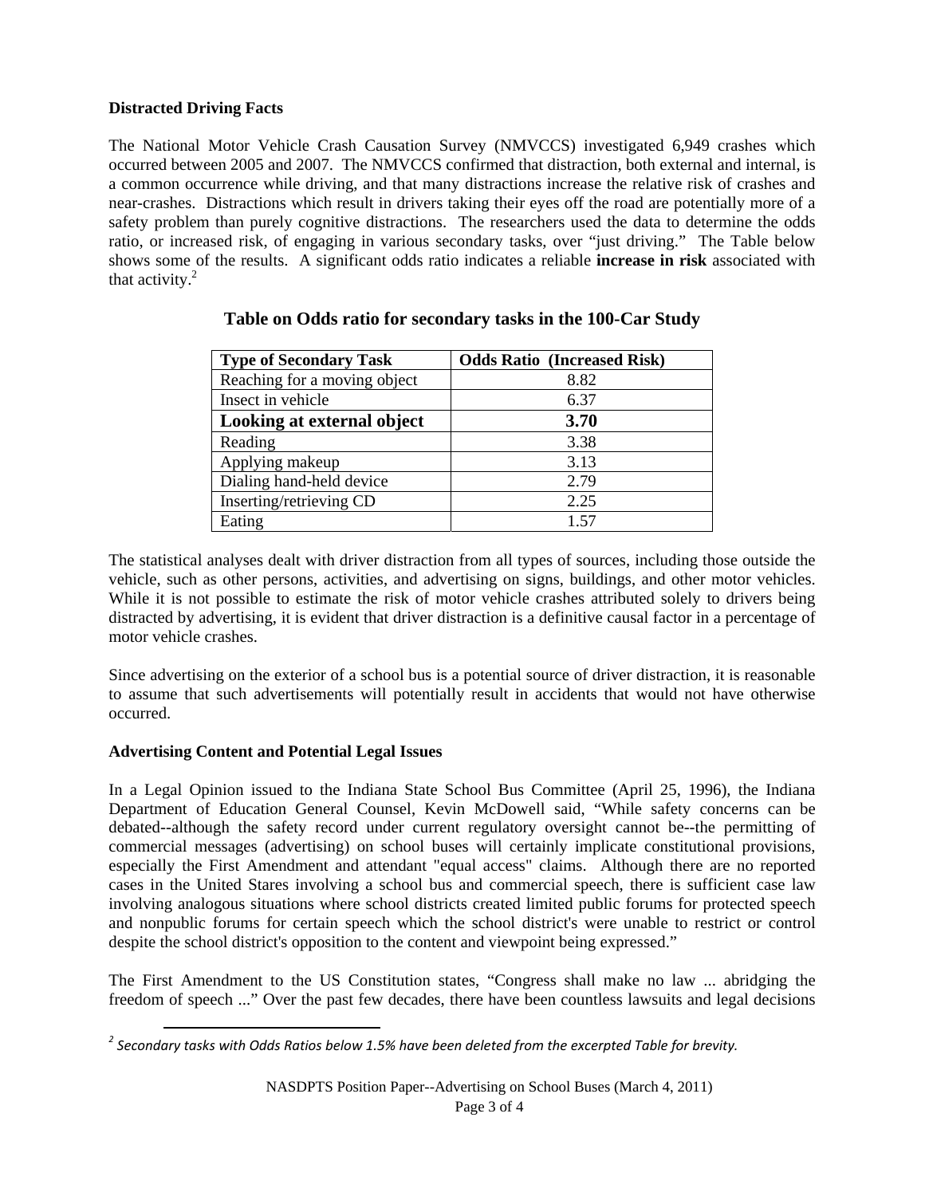**Distracted Driving Facts**

The National Motor Vehicle Crash Causation Survey (NMVCCS) investigated 6,949 crashes which occurred between 2005 and 2007. The NMVCCS confirmed that distraction, both external and internal, is a common occurrence while driving, and that many distractions increase the relative risk of crashes and near-crashes. Distractions which result in drivers taking their eyes off the road are potentially more of a safety problem than purely cognitive distractions. The researchers used the data to determine the odds ratio, or increased risk, of engaging in various secondary tasks, over "just driving." The Table below shows some of the results. A significant odds ratio indicates a reliable **increase in risk** associated with that activity.[2]

**Table on Odds ratio for secondary tasks in the 100-Car Study**

| Type of Secondary Task | Odds Ratio (Increased Risk) |
|---|---|
| Reaching for a moving object | 8.82 |
| Insect in vehicle | 6.37 |
| **Looking at external object** | **3.70** |
| Reading | 3.38 |
| Applying makeup | 3.13 |
| Dialing hand-held device | 2.79 |
| Inserting/retrieving CD | 2.25 |
| Eating | 1.57 |

The statistical analyses dealt with driver distraction from all types of sources, including those outside the vehicle, such as other persons, activities, and advertising on signs, buildings, and other motor vehicles. While it is not possible to estimate the risk of motor vehicle crashes attributed solely to drivers being distracted by advertising, it is evident that driver distraction is a definitive causal factor in a percentage of motor vehicle crashes.

Since advertising on the exterior of a school bus is a potential source of driver distraction, it is reasonable to assume that such advertisements will potentially result in accidents that would not have otherwise occurred.

**Advertising Content and Potential Legal Issues**

In a Legal Opinion issued to the Indiana State School Bus Committee (April 25, 1996), the Indiana Department of Education General Counsel, Kevin McDowell said, "While safety concerns can be debated--although the safety record under current regulatory oversight cannot be--the permitting of commercial messages (advertising) on school buses will certainly implicate constitutional provisions, especially the First Amendment and attendant "equal access" claims. Although there are no reported cases in the United States involving a school bus and commercial speech, there is sufficient case law involving analogous situations where school districts created limited public forums for protected speech and nonpublic forums for certain speech which the school district's were unable to restrict or control despite the school district's opposition to the content and viewpoint being expressed."

The First Amendment to the US Constitution states, "Congress shall make no law ... abridging the freedom of speech ..." Over the past few decades, there have been countless lawsuits and legal decisions

---

[2] *Secondary tasks with Odds Ratios below 1.5% have been deleted from the excerpted Table for brevity.*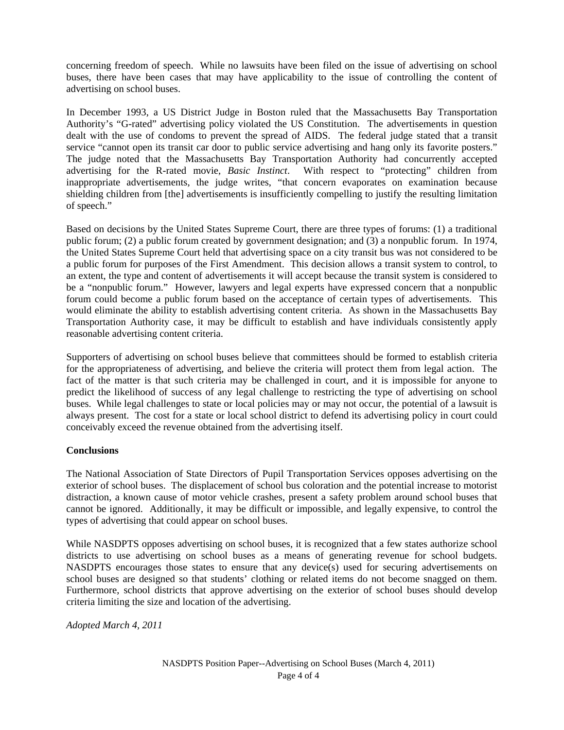concerning freedom of speech. While no lawsuits have been filed on the issue of advertising on school buses, there have been cases that may have applicability to the issue of controlling the content of advertising on school buses.

In December 1993, a US District Judge in Boston ruled that the Massachusetts Bay Transportation Authority's "G-rated" advertising policy violated the US Constitution. The advertisements in question dealt with the use of condoms to prevent the spread of AIDS. The federal judge stated that a transit service "cannot open its transit car door to public service advertising and hang only its favorite posters." The judge noted that the Massachusetts Bay Transportation Authority had concurrently accepted advertising for the R-rated movie, *Basic Instinct*. With respect to "protecting" children from inappropriate advertisements, the judge writes, "that concern evaporates on examination because shielding children from [the] advertisements is insufficiently compelling to justify the resulting limitation of speech."

Based on decisions by the United States Supreme Court, there are three types of forums: (1) a traditional public forum; (2) a public forum created by government designation; and (3) a nonpublic forum. In 1974, the United States Supreme Court held that advertising space on a city transit bus was not considered to be a public forum for purposes of the First Amendment. This decision allows a transit system to control, to an extent, the type and content of advertisements it will accept because the transit system is considered to be a "nonpublic forum." However, lawyers and legal experts have expressed concern that a nonpublic forum could become a public forum based on the acceptance of certain types of advertisements. This would eliminate the ability to establish advertising content criteria. As shown in the Massachusetts Bay Transportation Authority case, it may be difficult to establish and have individuals consistently apply reasonable advertising content criteria.

Supporters of advertising on school buses believe that committees should be formed to establish criteria for the appropriateness of advertising, and believe the criteria will protect them from legal action. The fact of the matter is that such criteria may be challenged in court, and it is impossible for anyone to predict the likelihood of success of any legal challenge to restricting the type of advertising on school buses. While legal challenges to state or local policies may or may not occur, the potential of a lawsuit is always present. The cost for a state or local school district to defend its advertising policy in court could conceivably exceed the revenue obtained from the advertising itself.

**Conclusions**

The National Association of State Directors of Pupil Transportation Services opposes advertising on the exterior of school buses. The displacement of school bus coloration and the potential increase to motorist distraction, a known cause of motor vehicle crashes, present a safety problem around school buses that cannot be ignored. Additionally, it may be difficult or impossible, and legally expensive, to control the types of advertising that could appear on school buses.

While NASDPTS opposes advertising on school buses, it is recognized that a few states authorize school districts to use advertising on school buses as a means of generating revenue for school budgets. NASDPTS encourages those states to ensure that any device(s) used for securing advertisements on school buses are designed so that students' clothing or related items do not become snagged on them. Furthermore, school districts that approve advertising on the exterior of school buses should develop criteria limiting the size and location of the advertising.

*Adopted March 4, 2011*